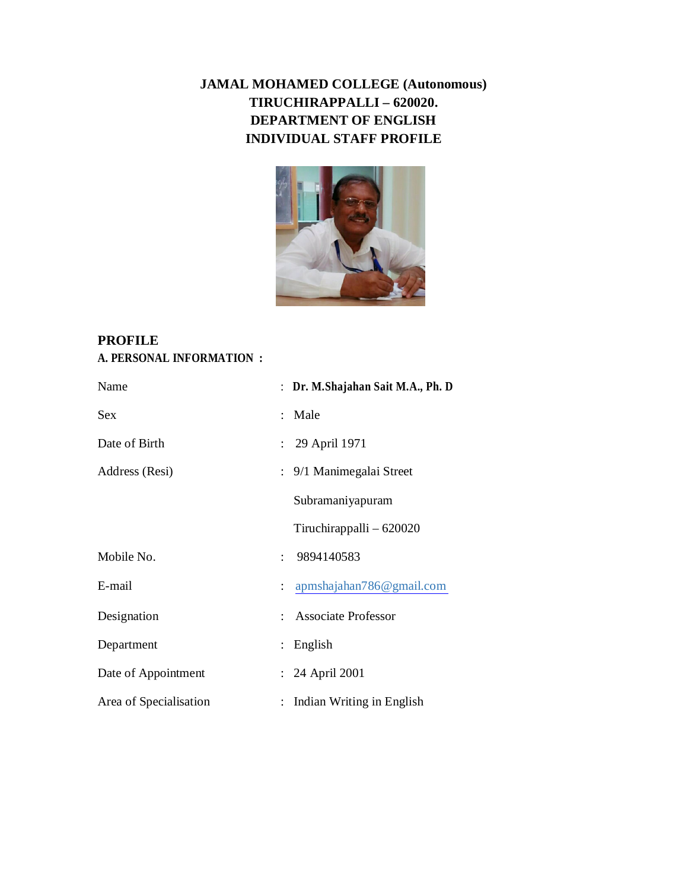# JAMAL MOHAMED COLLEGE (Autonomous)
# TIRUCHIRAPPALLI – 620020.
# DEPARTMENT OF ENGLISH
# INDIVIDUAL STAFF PROFILE

## PROFILE

### A. PERSONAL INFORMATION :

| | | |
|---|---|---|
| Name | : | **Dr. M.Shajahan Sait M.A., Ph. D** |
| Sex | : | Male |
| Date of Birth | : | 29 April 1971 |
| Address (Resi) | : | 9/1 Manimegalai Street<br>Subramaniyapuram<br>Tiruchirappalli – 620020 |
| Mobile No. | : | 9894140583 |
| E-mail | : | apmshajahan786@gmail.com |
| Designation | : | Associate Professor |
| Department | : | English |
| Date of Appointment | : | 24 April 2001 |
| Area of Specialisation | : | Indian Writing in English |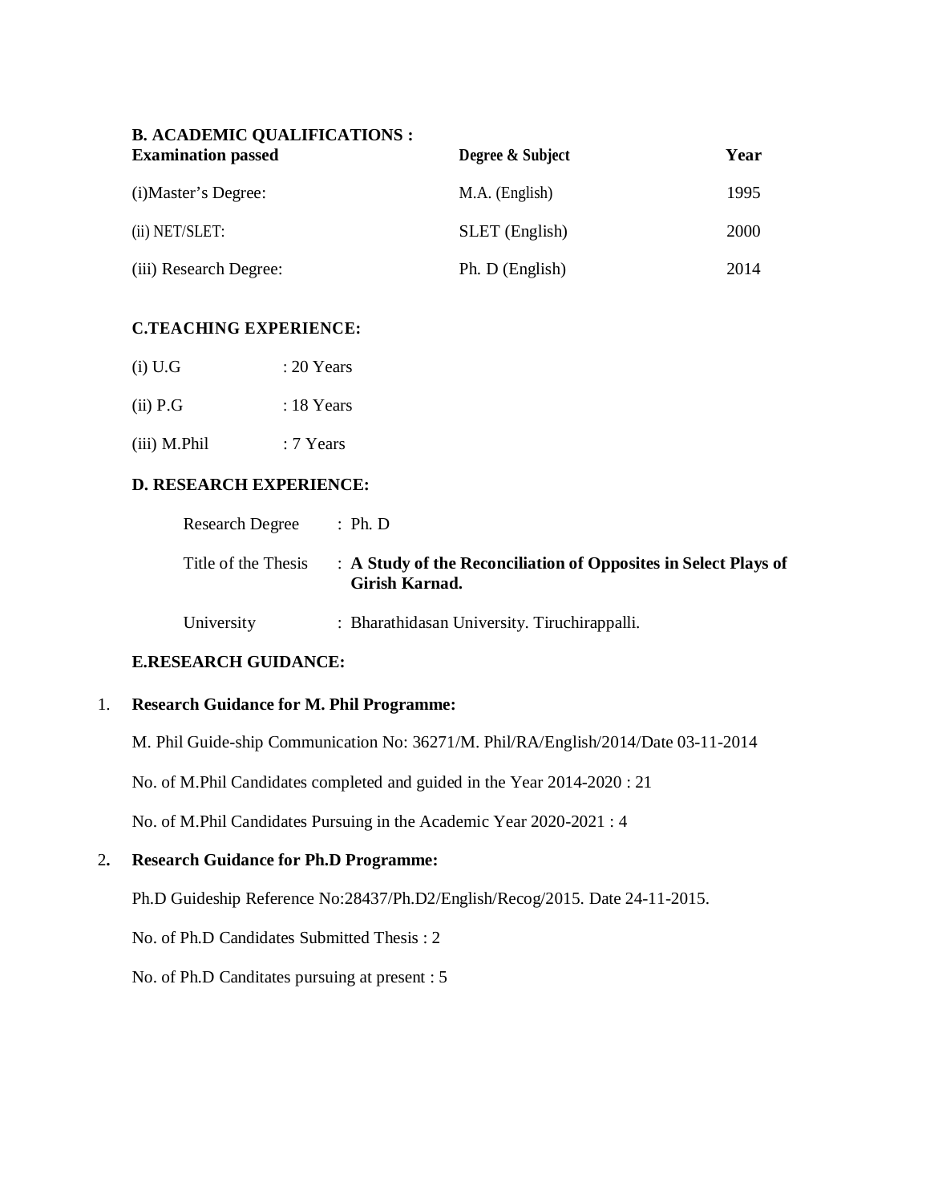## B. ACADEMIC QUALIFICATIONS :

| Examination passed | Degree & Subject | Year |
| --- | --- | --- |
| (i)Master's Degree: | M.A. (English) | 1995 |
| (ii) NET/SLET: | SLET (English) | 2000 |
| (iii) Research Degree: | Ph. D (English) | 2014 |

## C.TEACHING EXPERIENCE:

(i) U.G : 20 Years

(ii) P.G : 18 Years

(iii) M.Phil : 7 Years

## D. RESEARCH EXPERIENCE:

Research Degree : Ph. D

Title of the Thesis : **A Study of the Reconciliation of Opposites in Select Plays of Girish Karnad.**

University : Bharathidasan University. Tiruchirappalli.

## E.RESEARCH GUIDANCE:

1. **Research Guidance for M. Phil Programme:**

M. Phil Guide-ship Communication No: 36271/M. Phil/RA/English/2014/Date 03-11-2014

No. of M.Phil Candidates completed and guided in the Year 2014-2020 : 21

No. of M.Phil Candidates Pursuing in the Academic Year 2020-2021 : 4

2. **Research Guidance for Ph.D Programme:**

Ph.D Guideship Reference No:28437/Ph.D2/English/Recog/2015. Date 24-11-2015.

No. of Ph.D Candidates Submitted Thesis : 2

No. of Ph.D Canditates pursuing at present : 5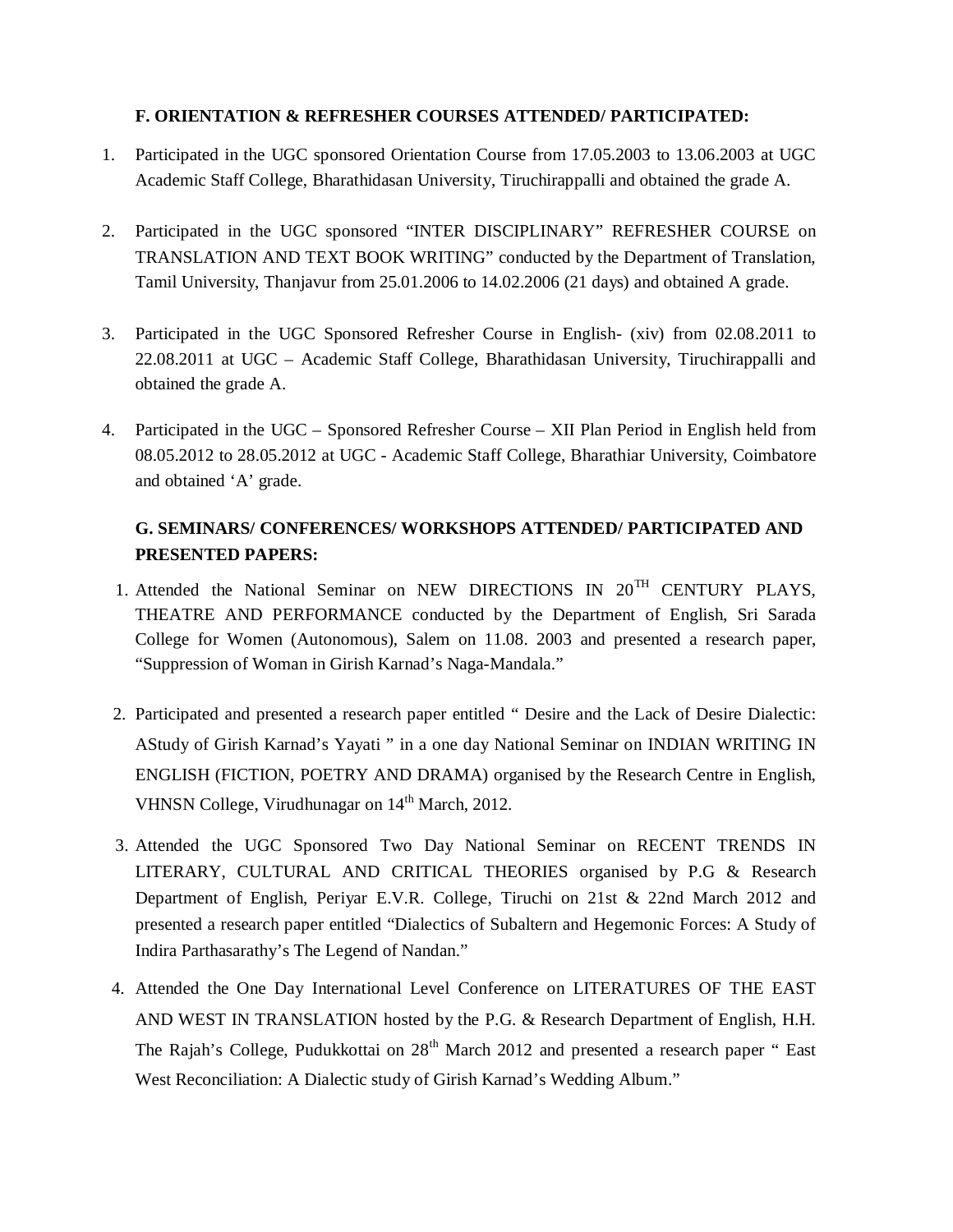**F. ORIENTATION & REFRESHER COURSES ATTENDED/ PARTICIPATED:**

1. Participated in the UGC sponsored Orientation Course from 17.05.2003 to 13.06.2003 at UGC Academic Staff College, Bharathidasan University, Tiruchirappalli and obtained the grade A.

2. Participated in the UGC sponsored "INTER DISCIPLINARY" REFRESHER COURSE on TRANSLATION AND TEXT BOOK WRITING" conducted by the Department of Translation, Tamil University, Thanjavur from 25.01.2006 to 14.02.2006 (21 days) and obtained A grade.

3. Participated in the UGC Sponsored Refresher Course in English- (xiv) from 02.08.2011 to 22.08.2011 at UGC – Academic Staff College, Bharathidasan University, Tiruchirappalli and obtained the grade A.

4. Participated in the UGC – Sponsored Refresher Course – XII Plan Period in English held from 08.05.2012 to 28.05.2012 at UGC - Academic Staff College, Bharathiar University, Coimbatore and obtained 'A' grade.

**G. SEMINARS/ CONFERENCES/ WORKSHOPS ATTENDED/ PARTICIPATED AND PRESENTED PAPERS:**

1. Attended the National Seminar on NEW DIRECTIONS IN 20TH CENTURY PLAYS, THEATRE AND PERFORMANCE conducted by the Department of English, Sri Sarada College for Women (Autonomous), Salem on 11.08. 2003 and presented a research paper, "Suppression of Woman in Girish Karnad's Naga-Mandala."

2. Participated and presented a research paper entitled " Desire and the Lack of Desire Dialectic: AStudy of Girish Karnad's Yayati " in a one day National Seminar on INDIAN WRITING IN ENGLISH (FICTION, POETRY AND DRAMA) organised by the Research Centre in English, VHNSN College, Virudhunagar on 14th March, 2012.

3. Attended the UGC Sponsored Two Day National Seminar on RECENT TRENDS IN LITERARY, CULTURAL AND CRITICAL THEORIES organised by P.G & Research Department of English, Periyar E.V.R. College, Tiruchi on 21st & 22nd March 2012 and presented a research paper entitled "Dialectics of Subaltern and Hegemonic Forces: A Study of Indira Parthasarathy's The Legend of Nandan."

4. Attended the One Day International Level Conference on LITERATURES OF THE EAST AND WEST IN TRANSLATION hosted by the P.G. & Research Department of English, H.H. The Rajah's College, Pudukkottai on 28th March 2012 and presented a research paper " East West Reconciliation: A Dialectic study of Girish Karnad's Wedding Album."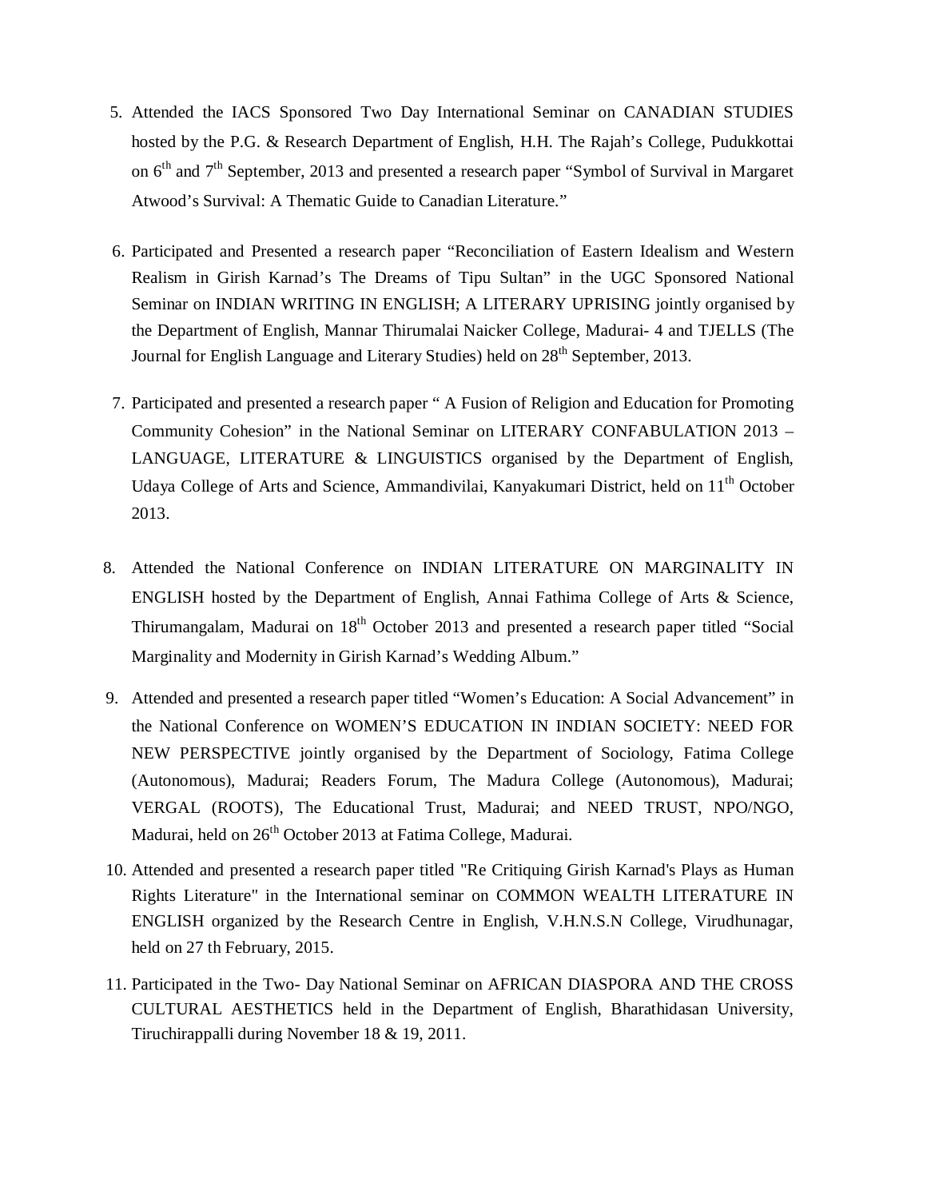5. Attended the IACS Sponsored Two Day International Seminar on CANADIAN STUDIES hosted by the P.G. & Research Department of English, H.H. The Rajah's College, Pudukkottai on 6th and 7th September, 2013 and presented a research paper "Symbol of Survival in Margaret Atwood's Survival: A Thematic Guide to Canadian Literature."

6. Participated and Presented a research paper "Reconciliation of Eastern Idealism and Western Realism in Girish Karnad's The Dreams of Tipu Sultan" in the UGC Sponsored National Seminar on INDIAN WRITING IN ENGLISH; A LITERARY UPRISING jointly organised by the Department of English, Mannar Thirumalai Naicker College, Madurai- 4 and TJELLS (The Journal for English Language and Literary Studies) held on 28th September, 2013.

7. Participated and presented a research paper " A Fusion of Religion and Education for Promoting Community Cohesion" in the National Seminar on LITERARY CONFABULATION 2013 – LANGUAGE, LITERATURE & LINGUISTICS organised by the Department of English, Udaya College of Arts and Science, Ammandivilai, Kanyakumari District, held on 11th October 2013.

8. Attended the National Conference on INDIAN LITERATURE ON MARGINALITY IN ENGLISH hosted by the Department of English, Annai Fathima College of Arts & Science, Thirumangalam, Madurai on 18th October 2013 and presented a research paper titled "Social Marginality and Modernity in Girish Karnad's Wedding Album."

9. Attended and presented a research paper titled "Women's Education: A Social Advancement" in the National Conference on WOMEN'S EDUCATION IN INDIAN SOCIETY: NEED FOR NEW PERSPECTIVE jointly organised by the Department of Sociology, Fatima College (Autonomous), Madurai; Readers Forum, The Madura College (Autonomous), Madurai; VERGAL (ROOTS), The Educational Trust, Madurai; and NEED TRUST, NPO/NGO, Madurai, held on 26th October 2013 at Fatima College, Madurai.

10. Attended and presented a research paper titled "Re Critiquing Girish Karnad's Plays as Human Rights Literature" in the International seminar on COMMON WEALTH LITERATURE IN ENGLISH organized by the Research Centre in English, V.H.N.S.N College, Virudhunagar, held on 27 th February, 2015.

11. Participated in the Two- Day National Seminar on AFRICAN DIASPORA AND THE CROSS CULTURAL AESTHETICS held in the Department of English, Bharathidasan University, Tiruchirappalli during November 18 & 19, 2011.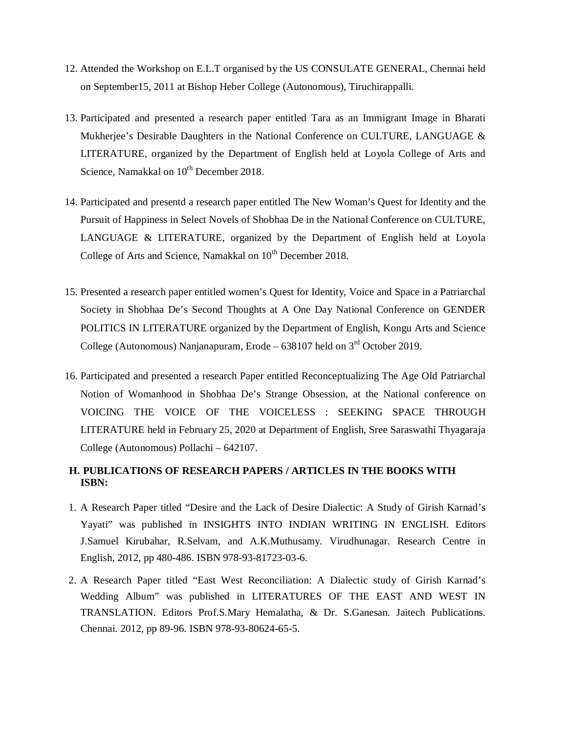12. Attended the Workshop on E.L.T organised by the US CONSULATE GENERAL, Chennai held on September15, 2011 at Bishop Heber College (Autonomous), Tiruchirappalli.

13. Participated and presented a research paper entitled Tara as an Immigrant Image in Bharati Mukherjee's Desirable Daughters in the National Conference on CULTURE, LANGUAGE & LITERATURE, organized by the Department of English held at Loyola College of Arts and Science, Namakkal on 10th December 2018.

14. Participated and presentd a research paper entitled The New Woman's Quest for Identity and the Pursuit of Happiness in Select Novels of Shobhaa De in the National Conference on CULTURE, LANGUAGE & LITERATURE, organized by the Department of English held at Loyola College of Arts and Science, Namakkal on 10th December 2018.

15. Presented a research paper entitled women's Quest for Identity, Voice and Space in a Patriarchal Society in Shobhaa De's Second Thoughts at A One Day National Conference on GENDER POLITICS IN LITERATURE organized by the Department of English, Kongu Arts and Science College (Autonomous) Nanjanapuram, Erode – 638107 held on 3rd October 2019.

16. Participated and presented a research Paper entitled Reconceptualizing The Age Old Patriarchal Notion of Womanhood in Shobhaa De's Strange Obsession, at the National conference on VOICING THE VOICE OF THE VOICELESS : SEEKING SPACE THROUGH LITERATURE held in February 25, 2020 at Department of English, Sree Saraswathi Thyagaraja College (Autonomous) Pollachi – 642107.

**H. PUBLICATIONS OF RESEARCH PAPERS / ARTICLES IN THE BOOKS WITH ISBN:**

1. A Research Paper titled "Desire and the Lack of Desire Dialectic: A Study of Girish Karnad's Yayati" was published in INSIGHTS INTO INDIAN WRITING IN ENGLISH. Editors J.Samuel Kirubahar, R.Selvam, and A.K.Muthusamy. Virudhunagar. Research Centre in English, 2012, pp 480-486. ISBN 978-93-81723-03-6.

2. A Research Paper titled "East West Reconciliation: A Dialectic study of Girish Karnad's Wedding Album" was published in LITERATURES OF THE EAST AND WEST IN TRANSLATION. Editors Prof.S.Mary Hemalatha, & Dr. S.Ganesan. Jaitech Publications. Chennai. 2012, pp 89-96. ISBN 978-93-80624-65-5.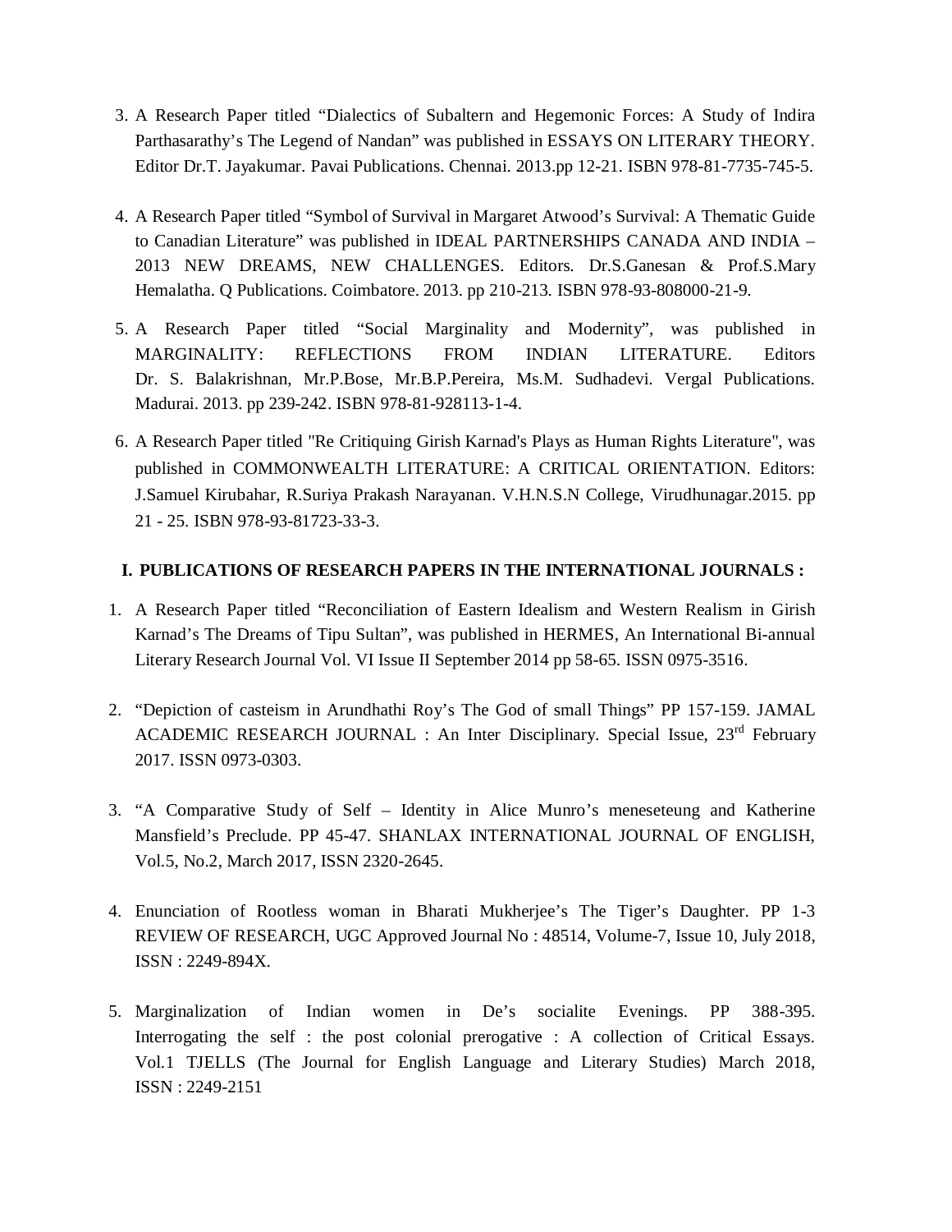3. A Research Paper titled "Dialectics of Subaltern and Hegemonic Forces: A Study of Indira Parthasarathy's The Legend of Nandan" was published in ESSAYS ON LITERARY THEORY. Editor Dr.T. Jayakumar. Pavai Publications. Chennai. 2013.pp 12-21. ISBN 978-81-7735-745-5.

4. A Research Paper titled "Symbol of Survival in Margaret Atwood's Survival: A Thematic Guide to Canadian Literature" was published in IDEAL PARTNERSHIPS CANADA AND INDIA – 2013 NEW DREAMS, NEW CHALLENGES. Editors. Dr.S.Ganesan & Prof.S.Mary Hemalatha. Q Publications. Coimbatore. 2013. pp 210-213. ISBN 978-93-808000-21-9.

5. A Research Paper titled "Social Marginality and Modernity", was published in MARGINALITY: REFLECTIONS FROM INDIAN LITERATURE. Editors Dr. S. Balakrishnan, Mr.P.Bose, Mr.B.P.Pereira, Ms.M. Sudhadevi. Vergal Publications. Madurai. 2013. pp 239-242. ISBN 978-81-928113-1-4.

6. A Research Paper titled "Re Critiquing Girish Karnad's Plays as Human Rights Literature", was published in COMMONWEALTH LITERATURE: A CRITICAL ORIENTATION. Editors: J.Samuel Kirubahar, R.Suriya Prakash Narayanan. V.H.N.S.N College, Virudhunagar.2015. pp 21 - 25. ISBN 978-93-81723-33-3.

## I. PUBLICATIONS OF RESEARCH PAPERS IN THE INTERNATIONAL JOURNALS :

1. A Research Paper titled "Reconciliation of Eastern Idealism and Western Realism in Girish Karnad's The Dreams of Tipu Sultan", was published in HERMES, An International Bi-annual Literary Research Journal Vol. VI Issue II September 2014 pp 58-65. ISSN 0975-3516.

2. "Depiction of casteism in Arundhathi Roy's The God of small Things" PP 157-159. JAMAL ACADEMIC RESEARCH JOURNAL : An Inter Disciplinary. Special Issue, 23rd February 2017. ISSN 0973-0303.

3. "A Comparative Study of Self – Identity in Alice Munro's meneseteung and Katherine Mansfield's Preclude. PP 45-47. SHANLAX INTERNATIONAL JOURNAL OF ENGLISH, Vol.5, No.2, March 2017, ISSN 2320-2645.

4. Enunciation of Rootless woman in Bharati Mukherjee's The Tiger's Daughter. PP 1-3 REVIEW OF RESEARCH, UGC Approved Journal No : 48514, Volume-7, Issue 10, July 2018, ISSN : 2249-894X.

5. Marginalization of Indian women in De's socialite Evenings. PP 388-395. Interrogating the self : the post colonial prerogative : A collection of Critical Essays. Vol.1 TJELLS (The Journal for English Language and Literary Studies) March 2018, ISSN : 2249-2151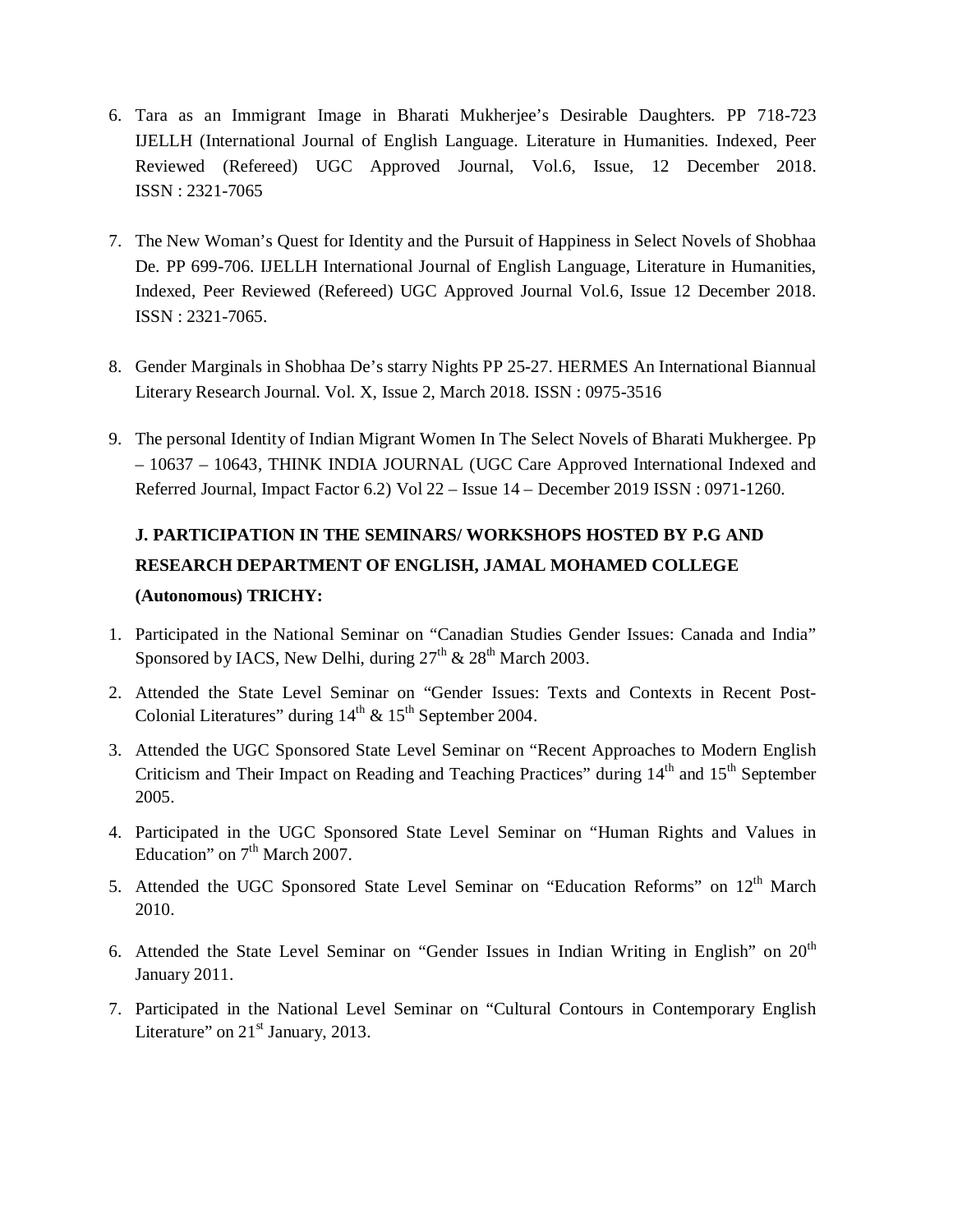6. Tara as an Immigrant Image in Bharati Mukherjee's Desirable Daughters. PP 718-723 IJELLH (International Journal of English Language. Literature in Humanities. Indexed, Peer Reviewed (Refereed) UGC Approved Journal, Vol.6, Issue, 12 December 2018. ISSN : 2321-7065

7. The New Woman's Quest for Identity and the Pursuit of Happiness in Select Novels of Shobhaa De. PP 699-706. IJELLH International Journal of English Language, Literature in Humanities, Indexed, Peer Reviewed (Refereed) UGC Approved Journal Vol.6, Issue 12 December 2018. ISSN : 2321-7065.

8. Gender Marginals in Shobhaa De's starry Nights PP 25-27. HERMES An International Biannual Literary Research Journal. Vol. X, Issue 2, March 2018. ISSN : 0975-3516

9. The personal Identity of Indian Migrant Women In The Select Novels of Bharati Mukhergee. Pp – 10637 – 10643, THINK INDIA JOURNAL (UGC Care Approved International Indexed and Referred Journal, Impact Factor 6.2) Vol 22 – Issue 14 – December 2019 ISSN : 0971-1260.

**J. PARTICIPATION IN THE SEMINARS/ WORKSHOPS HOSTED BY P.G AND RESEARCH DEPARTMENT OF ENGLISH, JAMAL MOHAMED COLLEGE (Autonomous) TRICHY:**

1. Participated in the National Seminar on "Canadian Studies Gender Issues: Canada and India" Sponsored by IACS, New Delhi, during 27th & 28th March 2003.
2. Attended the State Level Seminar on "Gender Issues: Texts and Contexts in Recent Post-Colonial Literatures" during 14th & 15th September 2004.
3. Attended the UGC Sponsored State Level Seminar on "Recent Approaches to Modern English Criticism and Their Impact on Reading and Teaching Practices" during 14th and 15th September 2005.
4. Participated in the UGC Sponsored State Level Seminar on "Human Rights and Values in Education" on 7th March 2007.
5. Attended the UGC Sponsored State Level Seminar on "Education Reforms" on 12th March 2010.
6. Attended the State Level Seminar on "Gender Issues in Indian Writing in English" on 20th January 2011.
7. Participated in the National Level Seminar on "Cultural Contours in Contemporary English Literature" on 21st January, 2013.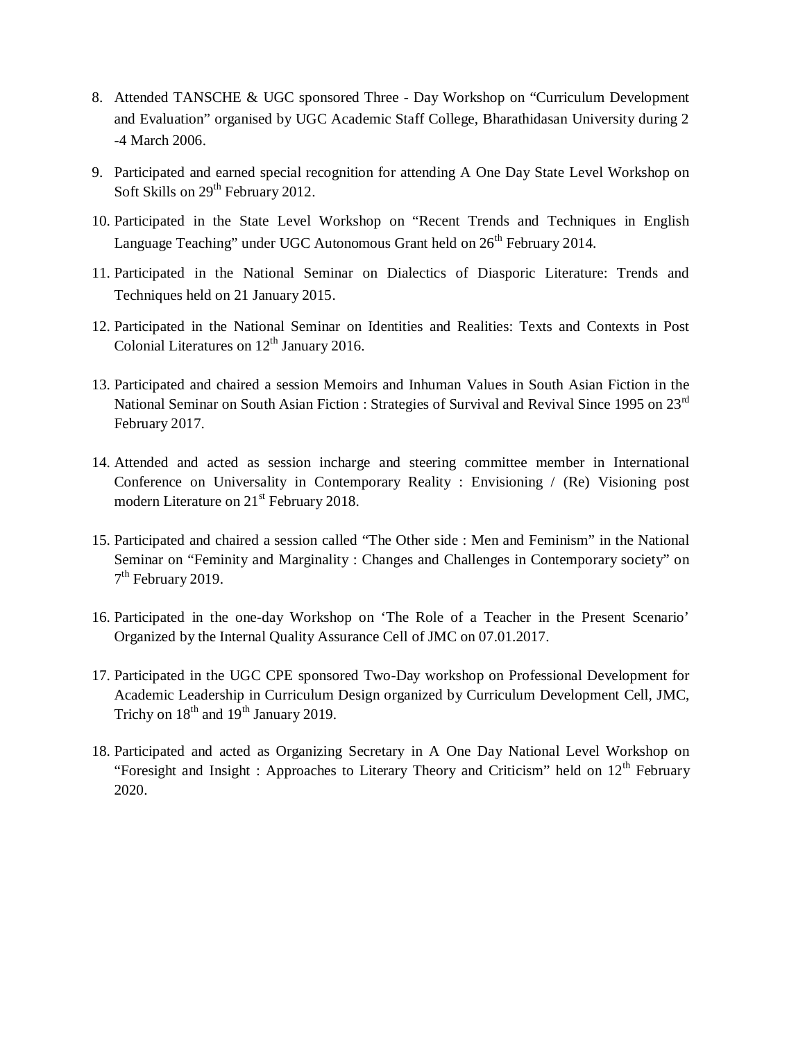8. Attended TANSCHE & UGC sponsored Three - Day Workshop on "Curriculum Development and Evaluation" organised by UGC Academic Staff College, Bharathidasan University during 2 -4 March 2006.

9. Participated and earned special recognition for attending A One Day State Level Workshop on Soft Skills on 29th February 2012.

10. Participated in the State Level Workshop on "Recent Trends and Techniques in English Language Teaching" under UGC Autonomous Grant held on 26th February 2014.

11. Participated in the National Seminar on Dialectics of Diasporic Literature: Trends and Techniques held on 21 January 2015.

12. Participated in the National Seminar on Identities and Realities: Texts and Contexts in Post Colonial Literatures on 12th January 2016.

13. Participated and chaired a session Memoirs and Inhuman Values in South Asian Fiction in the National Seminar on South Asian Fiction : Strategies of Survival and Revival Since 1995 on 23rd February 2017.

14. Attended and acted as session incharge and steering committee member in International Conference on Universality in Contemporary Reality : Envisioning / (Re) Visioning post modern Literature on 21st February 2018.

15. Participated and chaired a session called "The Other side : Men and Feminism" in the National Seminar on "Feminity and Marginality : Changes and Challenges in Contemporary society" on 7th February 2019.

16. Participated in the one-day Workshop on 'The Role of a Teacher in the Present Scenario' Organized by the Internal Quality Assurance Cell of JMC on 07.01.2017.

17. Participated in the UGC CPE sponsored Two-Day workshop on Professional Development for Academic Leadership in Curriculum Design organized by Curriculum Development Cell, JMC, Trichy on 18th and 19th January 2019.

18. Participated and acted as Organizing Secretary in A One Day National Level Workshop on "Foresight and Insight : Approaches to Literary Theory and Criticism" held on 12th February 2020.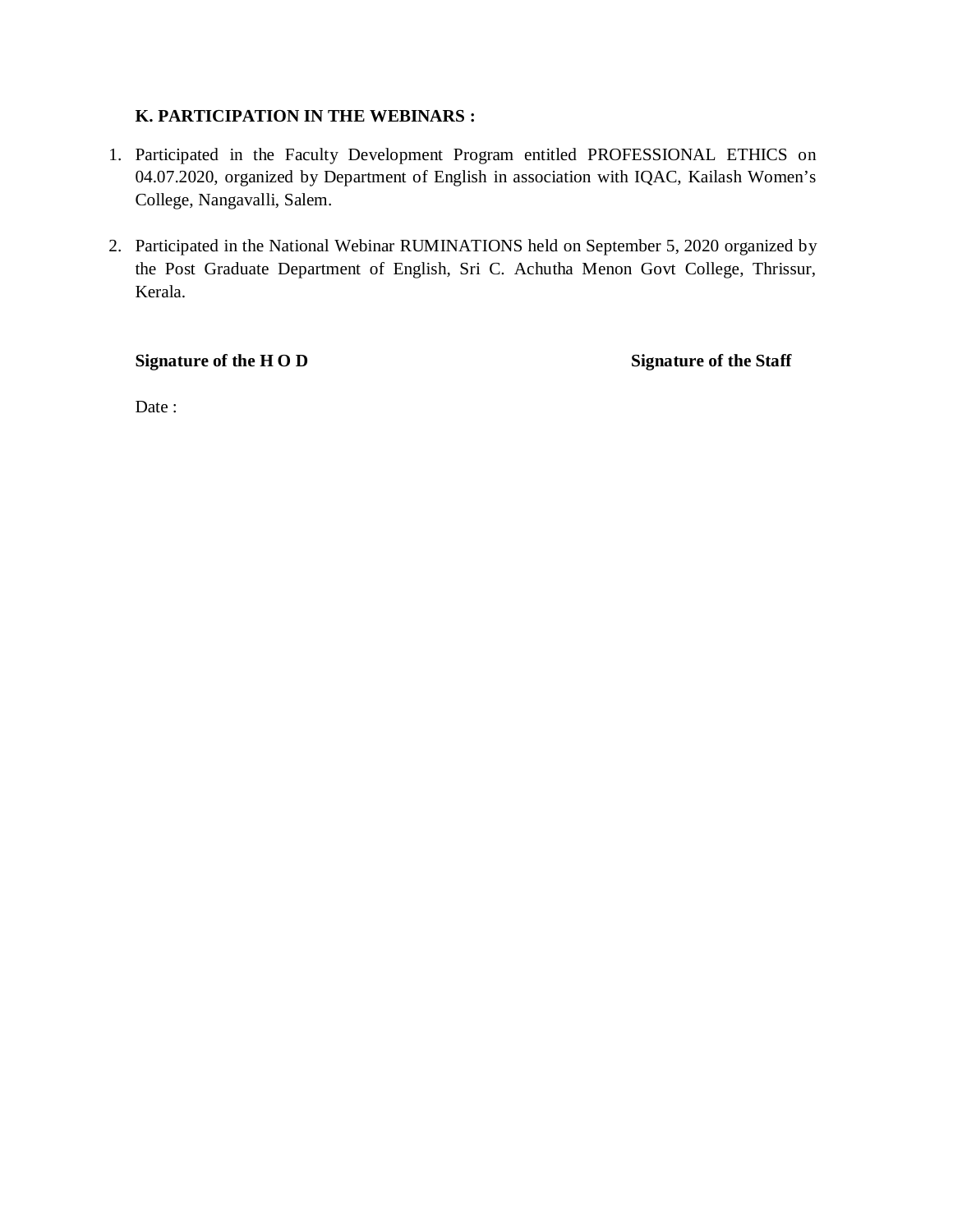**K. PARTICIPATION IN THE WEBINARS :**

1. Participated in the Faculty Development Program entitled PROFESSIONAL ETHICS on 04.07.2020, organized by Department of English in association with IQAC, Kailash Women's College, Nangavalli, Salem.

2. Participated in the National Webinar RUMINATIONS held on September 5, 2020 organized by the Post Graduate Department of English, Sri C. Achutha Menon Govt College, Thrissur, Kerala.

**Signature of the H O D** **Signature of the Staff**

Date :